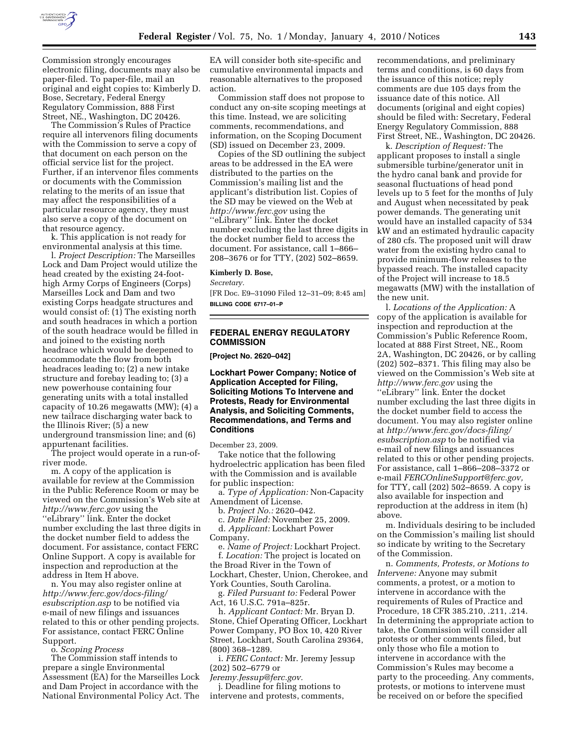Commission strongly encourages electronic filing, documents may also be paper-filed. To paper-file, mail an original and eight copies to: Kimberly D. Bose, Secretary, Federal Energy Regulatory Commission, 888 First Street, NE., Washington, DC 20426.

The Commission's Rules of Practice require all intervenors filing documents with the Commission to serve a copy of that document on each person on the official service list for the project. Further, if an intervenor files comments or documents with the Commission relating to the merits of an issue that may affect the responsibilities of a particular resource agency, they must also serve a copy of the document on that resource agency.

k. This application is not ready for environmental analysis at this time.

l. *Project Description:* The Marseilles Lock and Dam Project would utilize the head created by the existing 24-foot-high Army Corps of Engineers (Corps) Marseilles Lock and Dam and two existing Corps headgate structures and would consist of: (1) The existing north and south headraces in which a portion of the south headrace would be filled in and joined to the existing north headrace which would be deepened to accommodate the flow from both headraces leading to; (2) a new intake structure and forebay leading to; (3) a new powerhouse containing four generating units with a total installed capacity of 10.26 megawatts (MW); (4) a new tailrace discharging water back to the Illinois River; (5) a new underground transmission line; and (6) appurtenant facilities.

The project would operate in a run-of-river mode.

m. A copy of the application is available for review at the Commission in the Public Reference Room or may be viewed on the Commission's Web site at *http://www.ferc.gov* using the ''eLibrary'' link. Enter the docket number excluding the last three digits in the docket number field to addess the document. For assistance, contact FERC Online Support. A copy is available for inspection and reproduction at the address in Item H above.

n. You may also register online at *http://www.ferc.gov/docs-filing/esubscription.asp* to be notified via e-mail of new filings and issuances related to this or other pending projects. For assistance, contact FERC Online Support.

o. *Scoping Process*

The Commission staff intends to prepare a single Environmental Assessment (EA) for the Marseilles Lock and Dam Project in accordance with the National Environmental Policy Act. The EA will consider both site-specific and cumulative environmental impacts and reasonable alternatives to the proposed action.

Commission staff does not propose to conduct any on-site scoping meetings at this time. Instead, we are soliciting comments, recommendations, and information, on the Scoping Document (SD) issued on December 23, 2009.

Copies of the SD outlining the subject areas to be addressed in the EA were distributed to the parties on the Commission's mailing list and the applicant's distribution list. Copies of the SD may be viewed on the Web at *http://www.ferc.gov* using the ''eLibrary'' link. Enter the docket number excluding the last three digits in the docket number field to access the document. For assistance, call 1–866–208–3676 or for TTY, (202) 502–8659.

**Kimberly D. Bose,**

*Secretary.*

[FR Doc. E9–31090 Filed 12–31–09; 8:45 am]

**BILLING CODE 6717–01–P**

## FEDERAL ENERGY REGULATORY COMMISSION

**[Project No. 2620–042]**

### Lockhart Power Company; Notice of Application Accepted for Filing, Soliciting Motions To Intervene and Protests, Ready for Environmental Analysis, and Soliciting Comments, Recommendations, and Terms and Conditions

December 23, 2009.

Take notice that the following hydroelectric application has been filed with the Commission and is available for public inspection:

a. *Type of Application:* Non-Capacity Amendment of License.

b. *Project No.:* 2620–042.

c. *Date Filed:* November 25, 2009.

d. *Applicant:* Lockhart Power Company.

e. *Name of Project:* Lockhart Project.

f. *Location:* The project is located on the Broad River in the Town of Lockhart, Chester, Union, Cherokee, and York Counties, South Carolina.

g. *Filed Pursuant to:* Federal Power Act, 16 U.S.C. 791a–825r.

h. *Applicant Contact:* Mr. Bryan D. Stone, Chief Operating Officer, Lockhart Power Company, PO Box 10, 420 River Street, Lockhart, South Carolina 29364, (800) 368–1289.

i. *FERC Contact:* Mr. Jeremy Jessup (202) 502–6779 or *Jeremy.Jessup@ferc.gov.*

j. Deadline for filing motions to intervene and protests, comments, recommendations, and preliminary terms and conditions, is 60 days from the issuance of this notice; reply comments are due 105 days from the issuance date of this notice. All documents (original and eight copies) should be filed with: Secretary, Federal Energy Regulatory Commission, 888 First Street, NE., Washington, DC 20426.

k. *Description of Request:* The applicant proposes to install a single submersible turbine/generator unit in the hydro canal bank and provide for seasonal fluctuations of head pond levels up to 5 feet for the months of July and August when necessitated by peak power demands. The generating unit would have an installed capacity of 534 kW and an estimated hydraulic capacity of 280 cfs. The proposed unit will draw water from the existing hydro canal to provide minimum-flow releases to the bypassed reach. The installed capacity of the Project will increase to 18.5 megawatts (MW) with the installation of the new unit.

l. *Locations of the Application:* A copy of the application is available for inspection and reproduction at the Commission's Public Reference Room, located at 888 First Street, NE., Room 2A, Washington, DC 20426, or by calling (202) 502–8371. This filing may also be viewed on the Commission's Web site at *http://www.ferc.gov* using the ''eLibrary'' link. Enter the docket number excluding the last three digits in the docket number field to access the document. You may also register online at *http://www.ferc.gov/docs-filing/esubscription.asp* to be notified via e-mail of new filings and issuances related to this or other pending projects. For assistance, call 1–866–208–3372 or e-mail *FERCOnlineSupport@ferc.gov,* for TTY, call (202) 502–8659. A copy is also available for inspection and reproduction at the address in item (h) above.

m. Individuals desiring to be included on the Commission's mailing list should so indicate by writing to the Secretary of the Commission.

n. *Comments, Protests, or Motions to Intervene:* Anyone may submit comments, a protest, or a motion to intervene in accordance with the requirements of Rules of Practice and Procedure, 18 CFR 385.210, .211, .214. In determining the appropriate action to take, the Commission will consider all protests or other comments filed, but only those who file a motion to intervene in accordance with the Commission's Rules may become a party to the proceeding. Any comments, protests, or motions to intervene must be received on or before the specified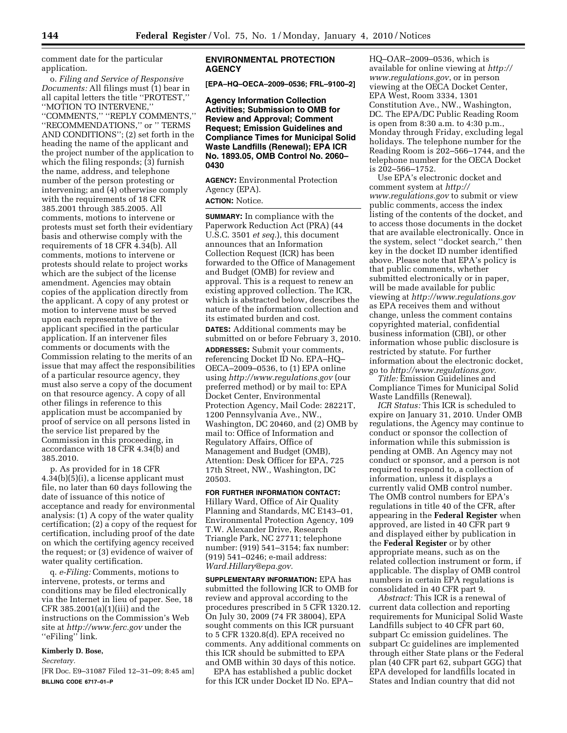comment date for the particular application.

o. *Filing and Service of Responsive Documents:* All filings must (1) bear in all capital letters the title ''PROTEST,'' ''MOTION TO INTERVENE,'' ''COMMENTS,'' ''REPLY COMMENTS,'' ''RECOMMENDATIONS,'' or '' TERMS AND CONDITIONS''; (2) set forth in the heading the name of the applicant and the project number of the application to which the filing responds; (3) furnish the name, address, and telephone number of the person protesting or intervening; and (4) otherwise comply with the requirements of 18 CFR 385.2001 through 385.2005. All comments, motions to intervene or protests must set forth their evidentiary basis and otherwise comply with the requirements of 18 CFR 4.34(b). All comments, motions to intervene or protests should relate to project works which are the subject of the license amendment. Agencies may obtain copies of the application directly from the applicant. A copy of any protest or motion to intervene must be served upon each representative of the applicant specified in the particular application. If an intervener files comments or documents with the Commission relating to the merits of an issue that may affect the responsibilities of a particular resource agency, they must also serve a copy of the document on that resource agency. A copy of all other filings in reference to this application must be accompanied by proof of service on all persons listed in the service list prepared by the Commission in this proceeding, in accordance with 18 CFR 4.34(b) and 385.2010.

p. As provided for in 18 CFR 4.34(b)(5)(i), a license applicant must file, no later than 60 days following the date of issuance of this notice of acceptance and ready for environmental analysis: (1) A copy of the water quality certification; (2) a copy of the request for certification, including proof of the date on which the certifying agency received the request; or (3) evidence of waiver of water quality certification.

q. *e-Filing:* Comments, motions to intervene, protests, or terms and conditions may be filed electronically via the Internet in lieu of paper. See, 18 CFR 385.2001(a)(1)(iii) and the instructions on the Commission's Web site at *http://www.ferc.gov* under the ''eFiling'' link.

**Kimberly D. Bose,**

*Secretary.*

[FR Doc. E9–31087 Filed 12–31–09; 8:45 am]

**BILLING CODE 6717–01–P**

## ENVIRONMENTAL PROTECTION AGENCY

**[EPA–HQ–OECA–2009–0536; FRL–9100–2]**

### Agency Information Collection Activities; Submission to OMB for Review and Approval; Comment Request; Emission Guidelines and Compliance Times for Municipal Solid Waste Landfills (Renewal); EPA ICR No. 1893.05, OMB Control No. 2060–0430

**AGENCY:** Environmental Protection Agency (EPA).

**ACTION:** Notice.

**SUMMARY:** In compliance with the Paperwork Reduction Act (PRA) (44 U.S.C. 3501 *et seq.*), this document announces that an Information Collection Request (ICR) has been forwarded to the Office of Management and Budget (OMB) for review and approval. This is a request to renew an existing approved collection. The ICR, which is abstracted below, describes the nature of the information collection and its estimated burden and cost.

**DATES:** Additional comments may be submitted on or before February 3, 2010.

**ADDRESSES:** Submit your comments, referencing Docket ID No. EPA–HQ–OECA–2009–0536, to (1) EPA online using *http://www.regulations.gov* (our preferred method) or by mail to: EPA Docket Center, Environmental Protection Agency, Mail Code: 28221T, 1200 Pennsylvania Ave., NW., Washington, DC 20460, and (2) OMB by mail to: Office of Information and Regulatory Affairs, Office of Management and Budget (OMB), Attention: Desk Officer for EPA, 725 17th Street, NW., Washington, DC 20503.

**FOR FURTHER INFORMATION CONTACT:** Hillary Ward, Office of Air Quality Planning and Standards, MC E143–01, Environmental Protection Agency, 109 T.W. Alexander Drive, Research Triangle Park, NC 27711; telephone number: (919) 541–3154; fax number: (919) 541–0246; e-mail address: *Ward.Hillary@epa.gov.*

**SUPPLEMENTARY INFORMATION:** EPA has submitted the following ICR to OMB for review and approval according to the procedures prescribed in 5 CFR 1320.12. On July 30, 2009 (74 FR 38004), EPA sought comments on this ICR pursuant to 5 CFR 1320.8(d). EPA received no comments. Any additional comments on this ICR should be submitted to EPA and OMB within 30 days of this notice.

EPA has established a public docket for this ICR under Docket ID No. EPA–HQ–OAR–2009–0536, which is available for online viewing at *http://www.regulations.gov*, or in person viewing at the OECA Docket Center, EPA West, Room 3334, 1301 Constitution Ave., NW., Washington, DC. The EPA/DC Public Reading Room is open from 8:30 a.m. to 4:30 p.m., Monday through Friday, excluding legal holidays. The telephone number for the Reading Room is 202–566–1744, and the telephone number for the OECA Docket is 202–566–1752.

Use EPA's electronic docket and comment system at *http://www.regulations.gov* to submit or view public comments, access the index listing of the contents of the docket, and to access those documents in the docket that are available electronically. Once in the system, select ''docket search,'' then key in the docket ID number identified above. Please note that EPA's policy is that public comments, whether submitted electronically or in paper, will be made available for public viewing at *http://www.regulations.gov* as EPA receives them and without change, unless the comment contains copyrighted material, confidential business information (CBI), or other information whose public disclosure is restricted by statute. For further information about the electronic docket, go to *http://www.regulations.gov.*

*Title:* Emission Guidelines and Compliance Times for Municipal Solid Waste Landfills (Renewal).

*ICR Status:* This ICR is scheduled to expire on January 31, 2010. Under OMB regulations, the Agency may continue to conduct or sponsor the collection of information while this submission is pending at OMB. An Agency may not conduct or sponsor, and a person is not required to respond to, a collection of information, unless it displays a currently valid OMB control number. The OMB control numbers for EPA's regulations in title 40 of the CFR, after appearing in the **Federal Register** when approved, are listed in 40 CFR part 9 and displayed either by publication in the **Federal Register** or by other appropriate means, such as on the related collection instrument or form, if applicable. The display of OMB control numbers in certain EPA regulations is consolidated in 40 CFR part 9.

*Abstract:* This ICR is a renewal of current data collection and reporting requirements for Municipal Solid Waste Landfills subject to 40 CFR part 60, subpart Cc emission guidelines. The subpart Cc guidelines are implemented through either State plans or the Federal plan (40 CFR part 62, subpart GGG) that EPA developed for landfills located in States and Indian country that did not